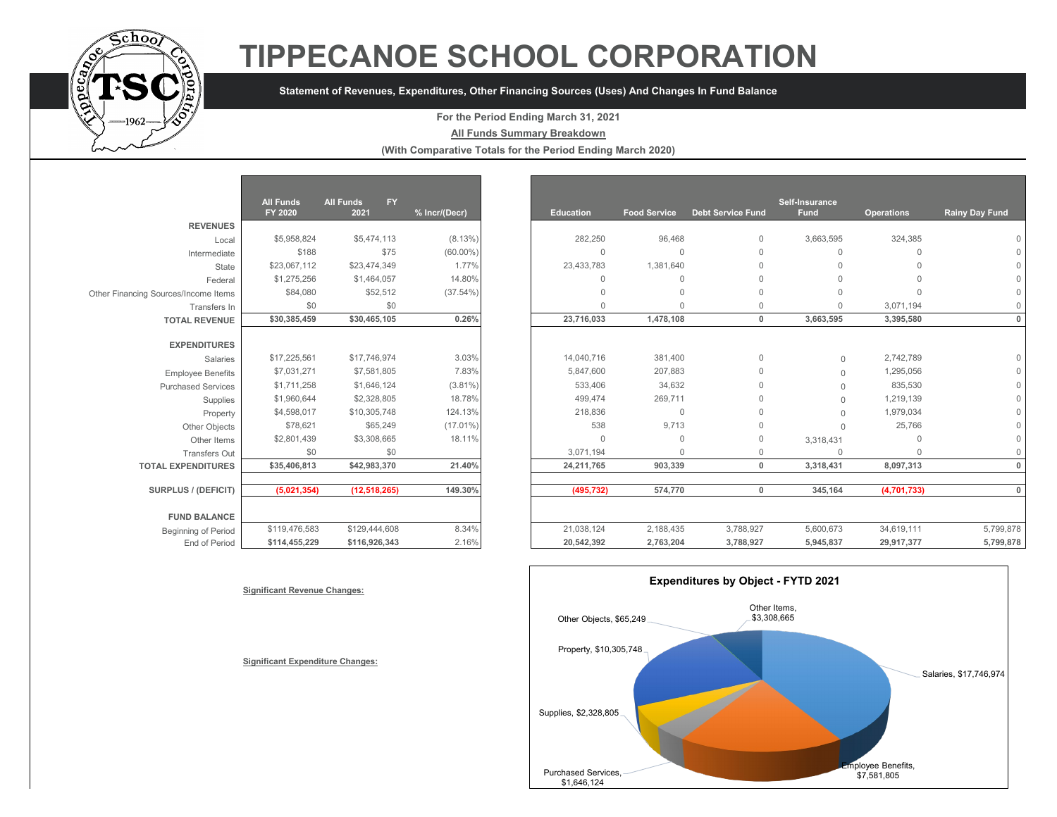# TIPPECANOE SCHOOL CORPORATION

**Statement of Revenues, Expenditures, Other Financing Sources (Uses) And Changes In Fund Balance**

**For the Period Ending March 31, 2021**

**All Funds Summary Breakdown**

**(With Comparative Totals for the Period Ending March 2020)**

| | All Funds FY 2020 | All Funds FY 2021 | % Incr/(Decr) | Education | Food Service | Debt Service Fund | Self-Insurance Fund | Operations | Rainy Day Fund |
|---|---|---|---|---|---|---|---|---|---|
| **REVENUES** | | | | | | | | | |
| Local | $5,958,824 | $5,474,113 | (8.13%) | 282,250 | 96,468 | 0 | 3,663,595 | 324,385 | 0 |
| Intermediate | $188 | $75 | (60.00%) | 0 | 0 | 0 | 0 | 0 | 0 |
| State | $23,067,112 | $23,474,349 | 1.77% | 23,433,783 | 1,381,640 | 0 | 0 | 0 | 0 |
| Federal | $1,275,256 | $1,464,057 | 14.80% | 0 | 0 | 0 | 0 | 0 | 0 |
| Other Financing Sources/Income Items | $84,080 | $52,512 | (37.54%) | 0 | 0 | 0 | 0 | 0 | 0 |
| Transfers In | $0 | $0 | | 0 | 0 | 0 | 0 | 3,071,194 | 0 |
| **TOTAL REVENUE** | **$30,385,459** | **$30,465,105** | **0.26%** | **23,716,033** | **1,478,108** | **0** | **3,663,595** | **3,395,580** | **0** |
| **EXPENDITURES** | | | | | | | | | |
| Salaries | $17,225,561 | $17,746,974 | 3.03% | 14,040,716 | 381,400 | 0 | 0 | 2,742,789 | 0 |
| Employee Benefits | $7,031,271 | $7,581,805 | 7.83% | 5,847,600 | 207,883 | 0 | 0 | 1,295,056 | 0 |
| Purchased Services | $1,711,258 | $1,646,124 | (3.81%) | 533,406 | 34,632 | 0 | 0 | 835,530 | 0 |
| Supplies | $1,960,644 | $2,328,805 | 18.78% | 499,474 | 269,711 | 0 | 0 | 1,219,139 | 0 |
| Property | $4,598,017 | $10,305,748 | 124.13% | 218,836 | 0 | 0 | 0 | 1,979,034 | 0 |
| Other Objects | $78,621 | $65,249 | (17.01%) | 538 | 9,713 | 0 | 0 | 25,766 | 0 |
| Other Items | $2,801,439 | $3,308,665 | 18.11% | 0 | 0 | 0 | 3,318,431 | 0 | 0 |
| Transfers Out | $0 | $0 | | 3,071,194 | 0 | 0 | 0 | 0 | 0 |
| **TOTAL EXPENDITURES** | **$35,406,813** | **$42,983,370** | **21.40%** | **24,211,765** | **903,339** | **0** | **3,318,431** | **8,097,313** | **0** |
| **SURPLUS / (DEFICIT)** | **(5,021,354)** | **(12,518,265)** | **149.30%** | **(495,732)** | **574,770** | **0** | **345,164** | **(4,701,733)** | **0** |
| **FUND BALANCE** | | | | | | | | | |
| Beginning of Period | $119,476,583 | $129,444,608 | 8.34% | 21,038,124 | 2,188,435 | 3,788,927 | 5,600,673 | 34,619,111 | 5,799,878 |
| End of Period | **$114,455,229** | **$116,926,343** | 2.16% | **20,542,392** | **2,763,204** | **3,788,927** | **5,945,837** | **29,917,377** | **5,799,878** |

**Significant Revenue Changes:**

**Significant Expenditure Changes:**

**Expenditures by Object - FYTD 2021**

- Salaries, $17,746,974
- Employee Benefits, $7,581,805
- Purchased Services, $1,646,124
- Supplies, $2,328,805
- Property, $10,305,748
- Other Objects, $65,249
- Other Items, $3,308,665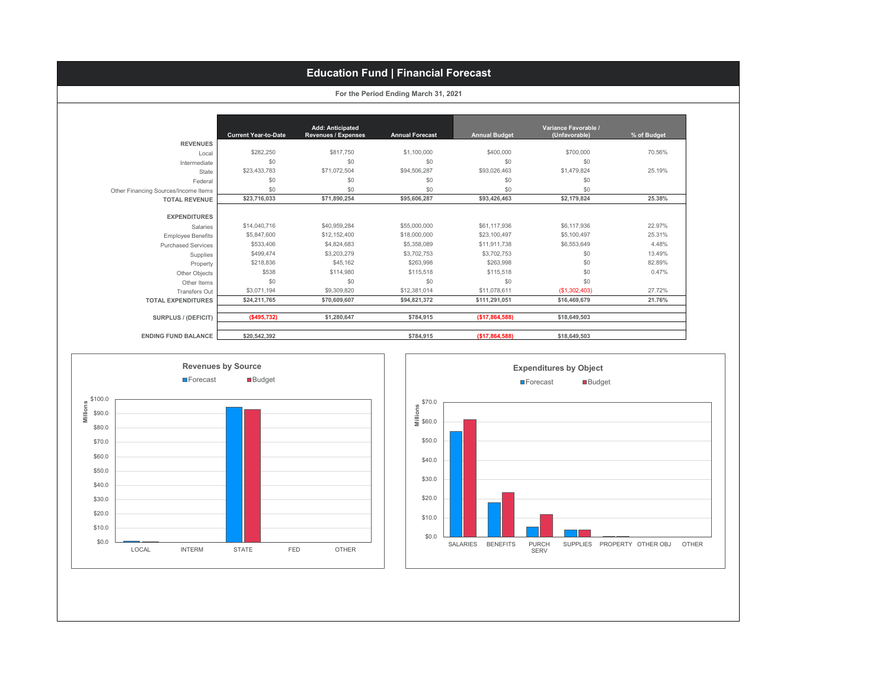# Education Fund | Financial Forecast

**For the Period Ending March 31, 2021**

| | Current Year-to-Date | Add: Anticipated Revenues / Expenses | Annual Forecast | Annual Budget | Variance Favorable / (Unfavorable) | % of Budget |
|---|---|---|---|---|---|---|
| **REVENUES** | | | | | | |
| Local | $282,250 | $817,750 | $1,100,000 | $400,000 | $700,000 | 70.56% |
| Intermediate | $0 | $0 | $0 | $0 | $0 | |
| State | $23,433,783 | $71,072,504 | $94,506,287 | $93,026,463 | $1,479,824 | 25.19% |
| Federal | $0 | $0 | $0 | $0 | $0 | |
| Other Financing Sources/Income Items | $0 | $0 | $0 | $0 | $0 | |
| **TOTAL REVENUE** | **$23,716,033** | **$71,890,254** | **$95,606,287** | **$93,426,463** | **$2,179,824** | **25.38%** |
| **EXPENDITURES** | | | | | | |
| Salaries | $14,040,716 | $40,959,284 | $55,000,000 | $61,117,936 | $6,117,936 | 22.97% |
| Employee Benefits | $5,847,600 | $12,152,400 | $18,000,000 | $23,100,497 | $5,100,497 | 25.31% |
| Purchased Services | $533,406 | $4,824,683 | $5,358,089 | $11,911,738 | $6,553,649 | 4.48% |
| Supplies | $499,474 | $3,203,279 | $3,702,753 | $3,702,753 | $0 | 13.49% |
| Property | $218,836 | $45,162 | $263,998 | $263,998 | $0 | 82.89% |
| Other Objects | $538 | $114,980 | $115,518 | $115,518 | $0 | 0.47% |
| Other Items | $0 | $0 | $0 | $0 | $0 | |
| Transfers Out | $3,071,194 | $9,309,820 | $12,381,014 | $11,078,611 | ($1,302,403) | 27.72% |
| **TOTAL EXPENDITURES** | **$24,211,765** | **$70,609,607** | **$94,821,372** | **$111,291,051** | **$16,469,679** | **21.76%** |
| **SURPLUS / (DEFICIT)** | **($495,732)** | **$1,280,647** | **$784,915** | **($17,864,588)** | **$18,649,503** | |
| **ENDING FUND BALANCE** | **$20,542,392** | | **$784,915** | **($17,864,588)** | **$18,649,503** | |

## Revenues by Source

Forecast / Budget (Millions): LOCAL, INTERM, STATE, FED, OTHER

## Expenditures by Object

Forecast / Budget (Millions): SALARIES, BENEFITS, PURCH SERV, SUPPLIES, PROPERTY, OTHER OBJ, OTHER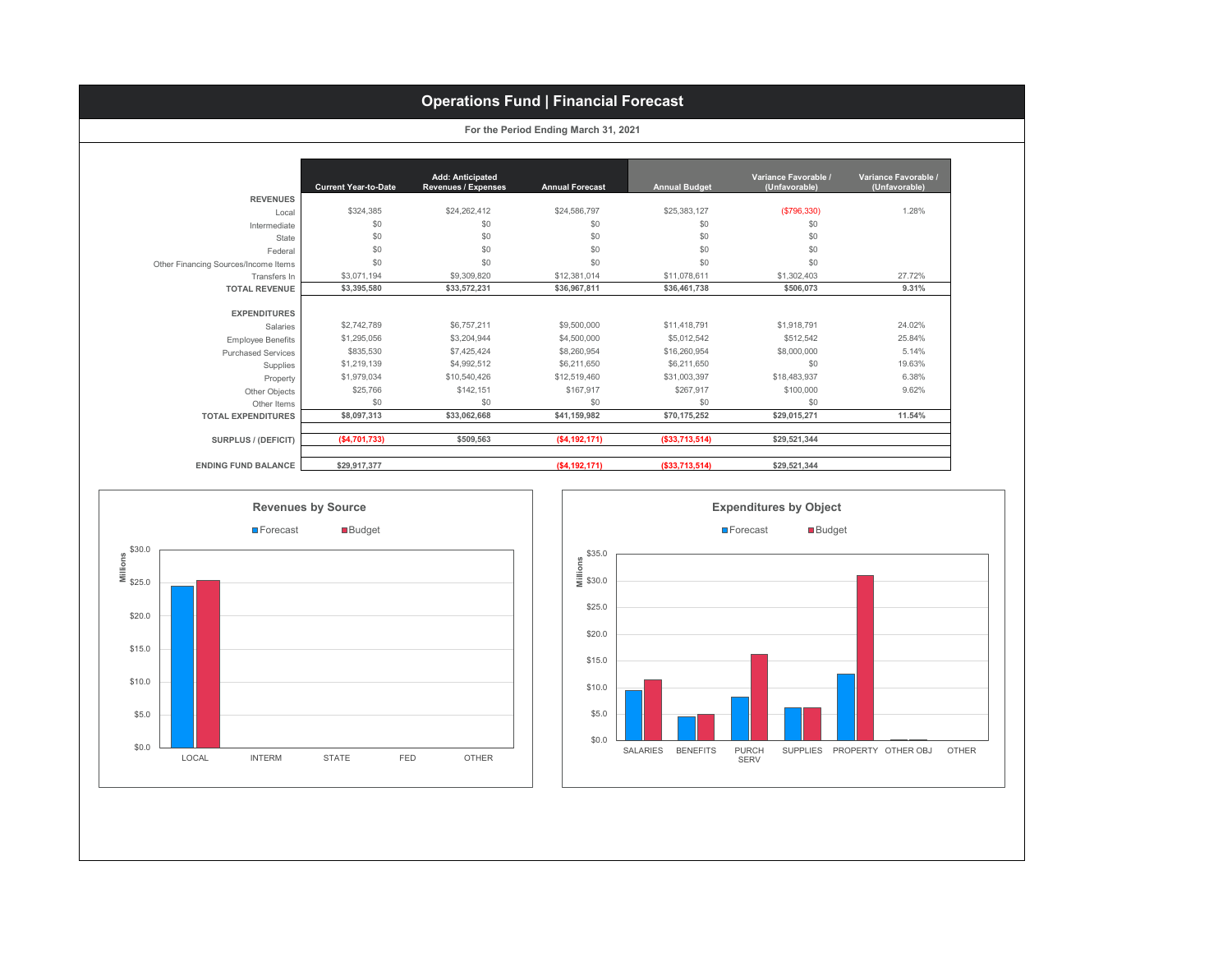# Operations Fund | Financial Forecast

**For the Period Ending March 31, 2021**

| | Current Year-to-Date | Add: Anticipated Revenues / Expenses | Annual Forecast | Annual Budget | Variance Favorable / (Unfavorable) | Variance Favorable / (Unfavorable) |
|---|---|---|---|---|---|---|
| **REVENUES** | | | | | | |
| Local | $324,385 | $24,262,412 | $24,586,797 | $25,383,127 | ($796,330) | 1.28% |
| Intermediate | $0 | $0 | $0 | $0 | $0 | |
| State | $0 | $0 | $0 | $0 | $0 | |
| Federal | $0 | $0 | $0 | $0 | $0 | |
| Other Financing Sources/Income Items | $0 | $0 | $0 | $0 | $0 | |
| Transfers In | $3,071,194 | $9,309,820 | $12,381,014 | $11,078,611 | $1,302,403 | 27.72% |
| **TOTAL REVENUE** | **$3,395,580** | **$33,572,231** | **$36,967,811** | **$36,461,738** | **$506,073** | **9.31%** |
| **EXPENDITURES** | | | | | | |
| Salaries | $2,742,789 | $6,757,211 | $9,500,000 | $11,418,791 | $1,918,791 | 24.02% |
| Employee Benefits | $1,295,056 | $3,204,944 | $4,500,000 | $5,012,542 | $512,542 | 25.84% |
| Purchased Services | $835,530 | $7,425,424 | $8,260,954 | $16,260,954 | $8,000,000 | 5.14% |
| Supplies | $1,219,139 | $4,992,512 | $6,211,650 | $6,211,650 | $0 | 19.63% |
| Property | $1,979,034 | $10,540,426 | $12,519,460 | $31,003,397 | $18,483,937 | 6.38% |
| Other Objects | $25,766 | $142,151 | $167,917 | $267,917 | $100,000 | 9.62% |
| Other Items | $0 | $0 | $0 | $0 | $0 | |
| **TOTAL EXPENDITURES** | **$8,097,313** | **$33,062,668** | **$41,159,982** | **$70,175,252** | **$29,015,271** | **11.54%** |
| **SURPLUS / (DEFICIT)** | **($4,701,733)** | **$509,563** | **($4,192,171)** | **($33,713,514)** | **$29,521,344** | |
| **ENDING FUND BALANCE** | **$29,917,377** | | **($4,192,171)** | **($33,713,514)** | **$29,521,344** | |

## Revenues by Source

Forecast / Budget (Millions)

| | LOCAL | INTERM | STATE | FED | OTHER |
|---|---|---|---|---|---|

## Expenditures by Object

Forecast / Budget (Millions)

| | SALARIES | BENEFITS | PURCH SERV | SUPPLIES | PROPERTY | OTHER OBJ | OTHER |
|---|---|---|---|---|---|---|---|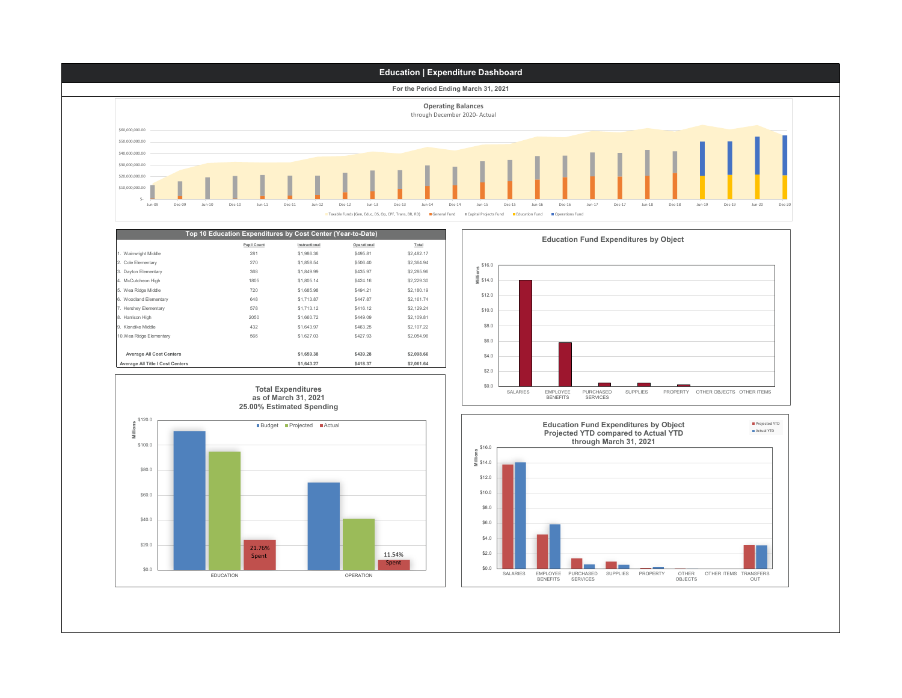# Education | Expenditure Dashboard

**For the Period Ending March 31, 2021**

### Operating Balances

through December 2020- Actual

$60,000,000.00
$50,000,000.00
$40,000,000.00
$30,000,000.00
$20,000,000.00
$10,000,000.00
$-

Jun-09 Dec-09 Jun-10 Dec-10 Jun-11 Dec-11 Jun-12 Dec-12 Jun-13 Dec-13 Jun-14 Dec-14 Jun-15 Dec-15 Jun-16 Dec-16 Jun-17 Dec-17 Jun-18 Dec-18 Jun-19 Dec-19 Jun-20 Dec-20

Taxable Funds (Gen, Educ, DS, Op, CPF, Trans, BR, RD) | General Fund | Capital Projects Fund | Education Fund | Operations Fund

### Top 10 Education Expenditures by Cost Center (Year-to-Date)

| | Pupil Count | Instructional | Operational | Total |
|---|---|---|---|---|
| 1. Wainwright Middle | 281 | $1,986.36 | $495.81 | $2,482.17 |
| 2. Cole Elementary | 270 | $1,858.54 | $506.40 | $2,364.94 |
| 3. Dayton Elementary | 368 | $1,849.99 | $435.97 | $2,285.96 |
| 4. McCutcheon High | 1805 | $1,805.14 | $424.16 | $2,229.30 |
| 5. Wea Ridge Middle | 720 | $1,685.98 | $494.21 | $2,180.19 |
| 6. Woodland Elementary | 648 | $1,713.87 | $447.87 | $2,161.74 |
| 7. Hershey Elementary | 578 | $1,713.12 | $416.12 | $2,129.24 |
| 8. Harrison High | 2050 | $1,660.72 | $449.09 | $2,109.81 |
| 9. Klondike Middle | 432 | $1,643.97 | $463.25 | $2,107.22 |
| 10. Wea Ridge Elementary | 566 | $1,627.03 | $427.93 | $2,054.96 |
| **Average All Cost Centers** | | **$1,659.38** | **$439.28** | **$2,098.66** |
| **Average All Title I Cost Centers** | | **$1,643.27** | **$418.37** | **$2,061.64** |

### Education Fund Expenditures by Object

Millions: $16.0, $14.0, $12.0, $10.0, $8.0, $6.0, $4.0, $2.0, $0.0

SALARIES | EMPLOYEE BENEFITS | PURCHASED SERVICES | SUPPLIES | PROPERTY | OTHER OBJECTS | OTHER ITEMS

### Total Expenditures
### as of March 31, 2021
### 25.00% Estimated Spending

Millions: $120.0, $100.0, $80.0, $60.0, $40.0, $20.0, $0.0

Budget | Projected | Actual

EDUCATION: 21.76% Spent

OPERATION: 11.54% Spent

### Education Fund Expenditures by Object
### Projected YTD compared to Actual YTD
### through March 31, 2021

Projected YTD | Actual YTD

Millions: $16.0, $14.0, $12.0, $10.0, $8.0, $6.0, $4.0, $2.0, $0.0

SALARIES | EMPLOYEE BENEFITS | PURCHASED SERVICES | SUPPLIES | PROPERTY | OTHER OBJECTS | OTHER ITEMS | TRANSFERS OUT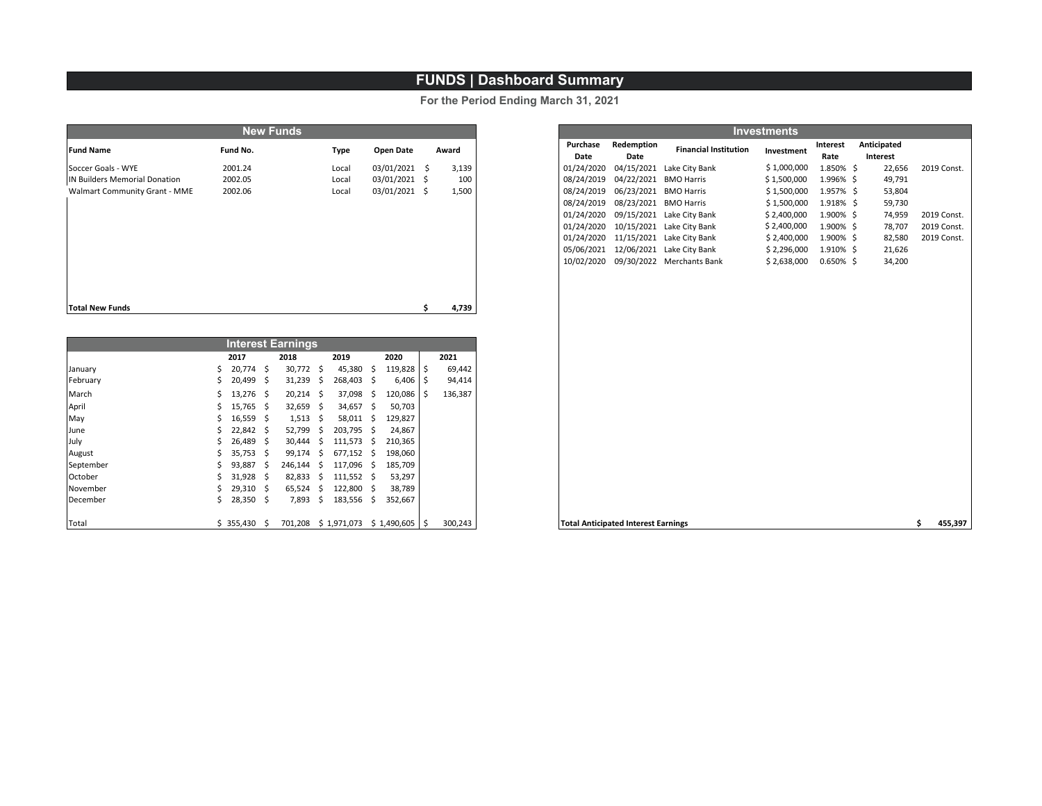# FUNDS | Dashboard Summary

**For the Period Ending March 31, 2021**

## New Funds

| Fund Name | Fund No. | Type | Open Date | Award |
|---|---|---|---|---|
| Soccer Goals - WYE | 2001.24 | Local | 03/01/2021 | $ 3,139 |
| IN Builders Memorial Donation | 2002.05 | Local | 03/01/2021 | $ 100 |
| Walmart Community Grant - MME | 2002.06 | Local | 03/01/2021 | $ 1,500 |
| **Total New Funds** | | | | **$ 4,739** |

## Interest Earnings

| | 2017 | 2018 | 2019 | 2020 | 2021 |
|---|---|---|---|---|---|
| January | $ 20,774 | $ 30,772 | $ 45,380 | $ 119,828 | $ 69,442 |
| February | $ 20,499 | $ 31,239 | $ 268,403 | $ 6,406 | $ 94,414 |
| March | $ 13,276 | $ 20,214 | $ 37,098 | $ 120,086 | $ 136,387 |
| April | $ 15,765 | $ 32,659 | $ 34,657 | $ 50,703 | |
| May | $ 16,559 | $ 1,513 | $ 58,011 | $ 129,827 | |
| June | $ 22,842 | $ 52,799 | $ 203,795 | $ 24,867 | |
| July | $ 26,489 | $ 30,444 | $ 111,573 | $ 210,365 | |
| August | $ 35,753 | $ 99,174 | $ 677,152 | $ 198,060 | |
| September | $ 93,887 | $ 246,144 | $ 117,096 | $ 185,709 | |
| October | $ 31,928 | $ 82,833 | $ 111,552 | $ 53,297 | |
| November | $ 29,310 | $ 65,524 | $ 122,800 | $ 38,789 | |
| December | $ 28,350 | $ 7,893 | $ 183,556 | $ 352,667 | |
| Total | $ 355,430 | $ 701,208 | $ 1,971,073 | $ 1,490,605 | $ 300,243 |

## Investments

| Purchase Date | Redemption Date | Financial Institution | Investment | Interest Rate | Anticipated Interest | |
|---|---|---|---|---|---|---|
| 01/24/2020 | 04/15/2021 | Lake City Bank | $ 1,000,000 | 1.850% | $ 22,656 | 2019 Const. |
| 08/24/2019 | 04/22/2021 | BMO Harris | $ 1,500,000 | 1.996% | $ 49,791 | |
| 08/24/2019 | 06/23/2021 | BMO Harris | $ 1,500,000 | 1.957% | $ 53,804 | |
| 08/24/2019 | 08/23/2021 | BMO Harris | $ 1,500,000 | 1.918% | $ 59,730 | |
| 01/24/2020 | 09/15/2021 | Lake City Bank | $ 2,400,000 | 1.900% | $ 74,959 | 2019 Const. |
| 01/24/2020 | 10/15/2021 | Lake City Bank | $ 2,400,000 | 1.900% | $ 78,707 | 2019 Const. |
| 01/24/2020 | 11/15/2021 | Lake City Bank | $ 2,400,000 | 1.900% | $ 82,580 | 2019 Const. |
| 05/06/2021 | 12/06/2021 | Lake City Bank | $ 2,296,000 | 1.910% | $ 21,626 | |
| 10/02/2020 | 09/30/2022 | Merchants Bank | $ 2,638,000 | 0.650% | $ 34,200 | |
| **Total Anticipated Interest Earnings** | | | | | | **$ 455,397** |